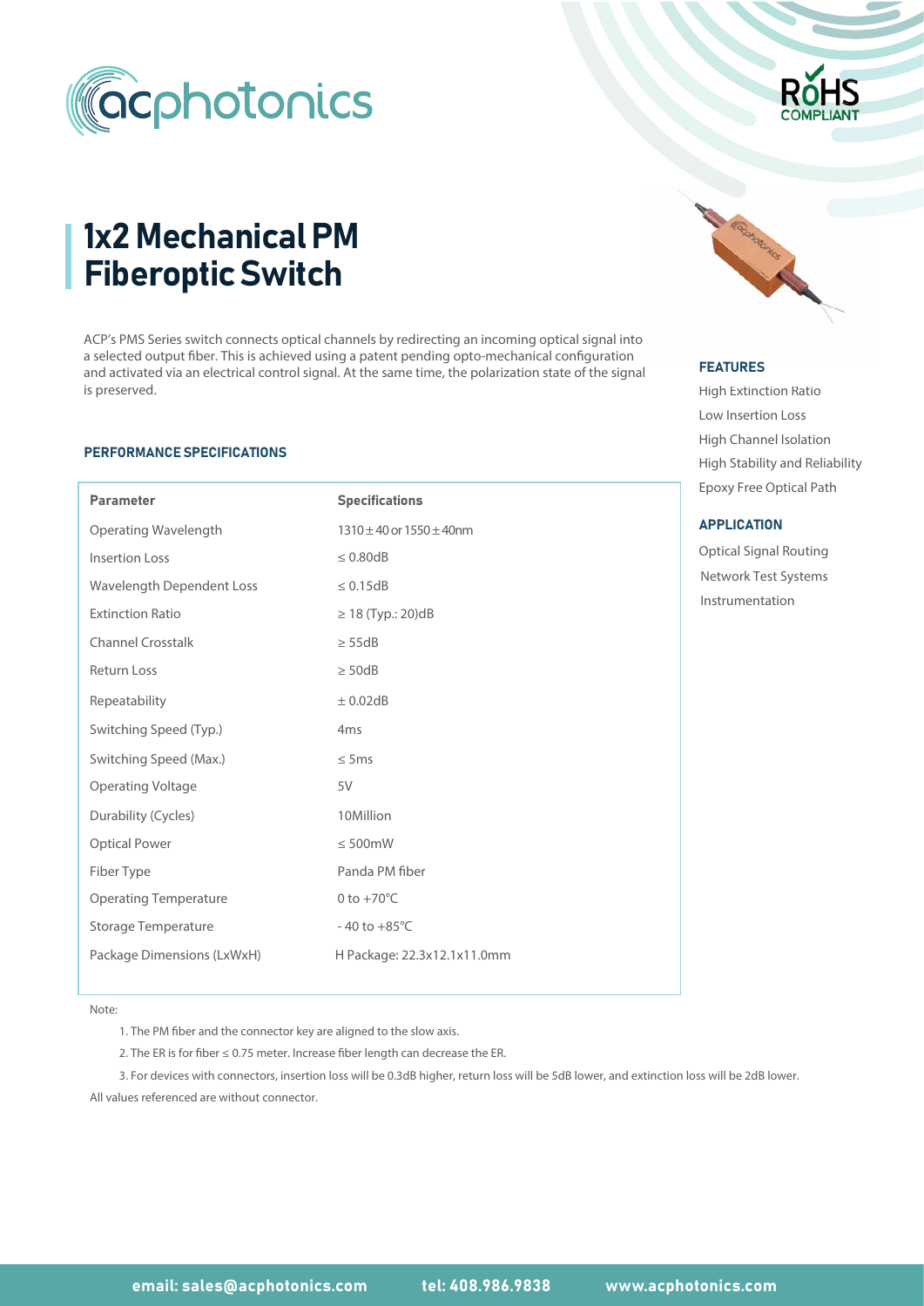# 1x2 Mechanical PM Fiberoptic Switch

ACP's PMS Series switch connects optical channels by redirecting an incoming optical signal into a selected output fiber. This is achieved using a patent pending opto-mechanical configuration and activated via an electrical control signal. At the same time, the polarization state of the signal is preserved.

### FEATURES

High Extinction Ratio
Low Insertion Loss
High Channel Isolation
High Stability and Reliability
Epoxy Free Optical Path

### APPLICATION

Optical Signal Routing
Network Test Systems
Instrumentation

### PERFORMANCE SPECIFICATIONS

| Parameter | Specifications |
| --- | --- |
| Operating Wavelength | 1310±40 or 1550±40nm |
| Insertion Loss | ≤ 0.80dB |
| Wavelength Dependent Loss | ≤ 0.15dB |
| Extinction Ratio | ≥ 18 (Typ.: 20)dB |
| Channel Crosstalk | ≥ 55dB |
| Return Loss | ≥ 50dB |
| Repeatability | ± 0.02dB |
| Switching Speed (Typ.) | 4ms |
| Switching Speed (Max.) | ≤ 5ms |
| Operating Voltage | 5V |
| Durability (Cycles) | 10Million |
| Optical Power | ≤ 500mW |
| Fiber Type | Panda PM fiber |
| Operating Temperature | 0 to +70°C |
| Storage Temperature | - 40 to +85°C |
| Package Dimensions (LxWxH) | H Package: 22.3x12.1x11.0mm |

Note:

1. The PM fiber and the connector key are aligned to the slow axis.
2. The ER is for fiber ≤ 0.75 meter. Increase fiber length can decrease the ER.
3. For devices with connectors, insertion loss will be 0.3dB higher, return loss will be 5dB lower, and extinction loss will be 2dB lower.

All values referenced are without connector.

email: sales@acphotonics.com tel: 408.986.9838 www.acphotonics.com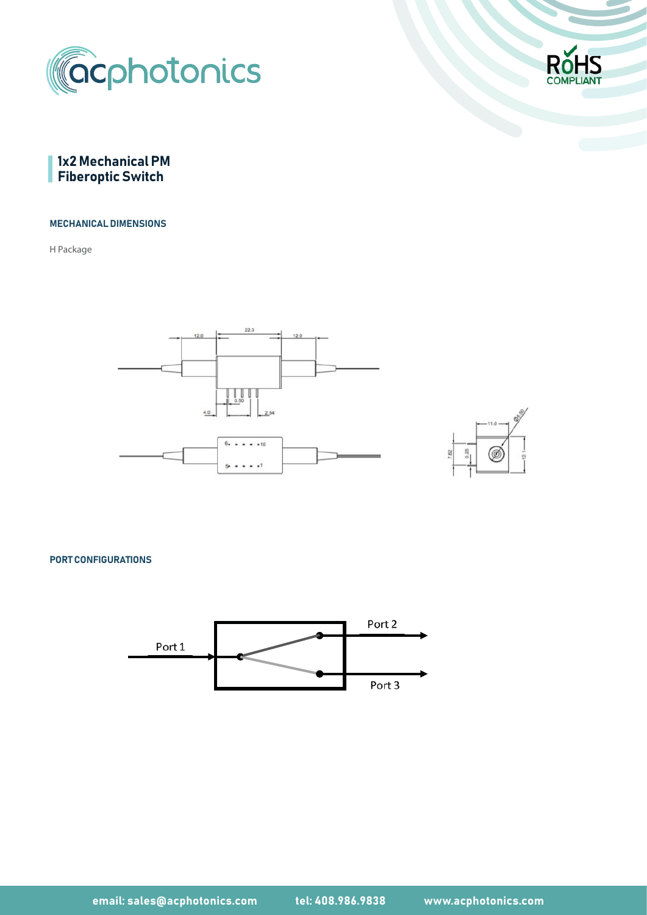## 1x2 Mechanical PM Fiberoptic Switch

### MECHANICAL DIMENSIONS

H Package

### PORT CONFIGURATIONS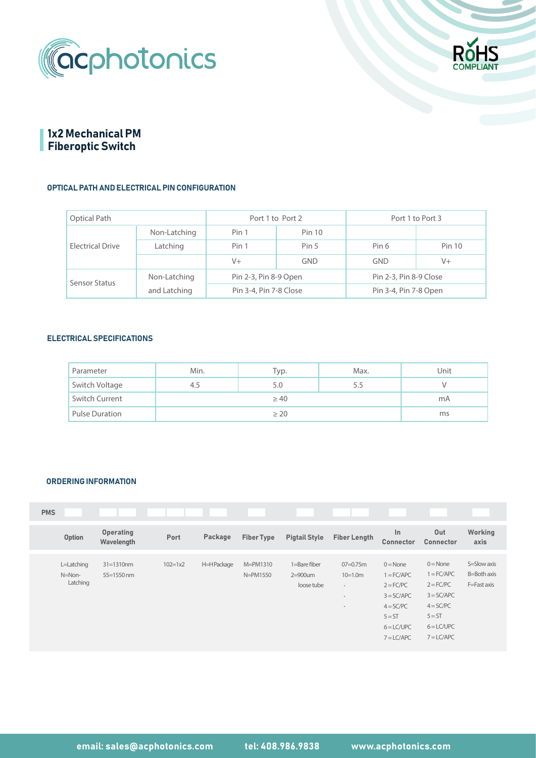# 1x2 Mechanical PM Fiberoptic Switch

## OPTICAL PATH AND ELECTRICAL PIN CONFIGURATION

| Optical Path | | Port 1 to Port 2 | | Port 1 to Port 3 | |
|---|---|---|---|---|---|
| Electrical Drive | Non-Latching | Pin 1 | Pin 10 | | |
| | Latching | Pin 1 | Pin 5 | Pin 6 | Pin 10 |
| | | V+ | GND | GND | V+ |
| Sensor Status | Non-Latching | Pin 2-3, Pin 8-9 Open | | Pin 2-3, Pin 8-9 Close | |
| | and Latching | Pin 3-4, Pin 7-8 Close | | Pin 3-4, Pin 7-8 Open | |

## ELECTRICAL SPECIFICATIONS

| Parameter | Min. | Typ. | Max. | Unit |
|---|---|---|---|---|
| Switch Voltage | 4.5 | 5.0 | 5.5 | V |
| Switch Current | | ≥ 40 | | mA |
| Pulse Duration | | ≥ 20 | | ms |

## ORDERING INFORMATION

PMS

| Option | Operating Wavelength | Port | Package | Fiber Type | Pigtail Style | Fiber Length | In Connector | Out Connector | Working axis |
|---|---|---|---|---|---|---|---|---|---|
| L=Latching<br>N=Non-Latching | 31=1310nm<br>55=1550nm | 102=1x2 | H=H Package | M=PM1310<br>N=PM1550 | 1=Bare fiber<br>2=900um loose tube | 07=0.75m<br>10=1.0m<br>.<br>.<br>. | 0=None<br>1=FC/APC<br>2=FC/PC<br>3=SC/APC<br>4=SC/PC<br>5=ST<br>6=LC/UPC<br>7=LC/APC | 0=None<br>1=FC/APC<br>2=FC/PC<br>3=SC/APC<br>4=SC/PC<br>5=ST<br>6=LC/UPC<br>7=LC/APC | S=Slow axis<br>B=Both axis<br>F=Fast axis |

email: sales@acphotonics.com tel: 408.986.9838 www.acphotonics.com